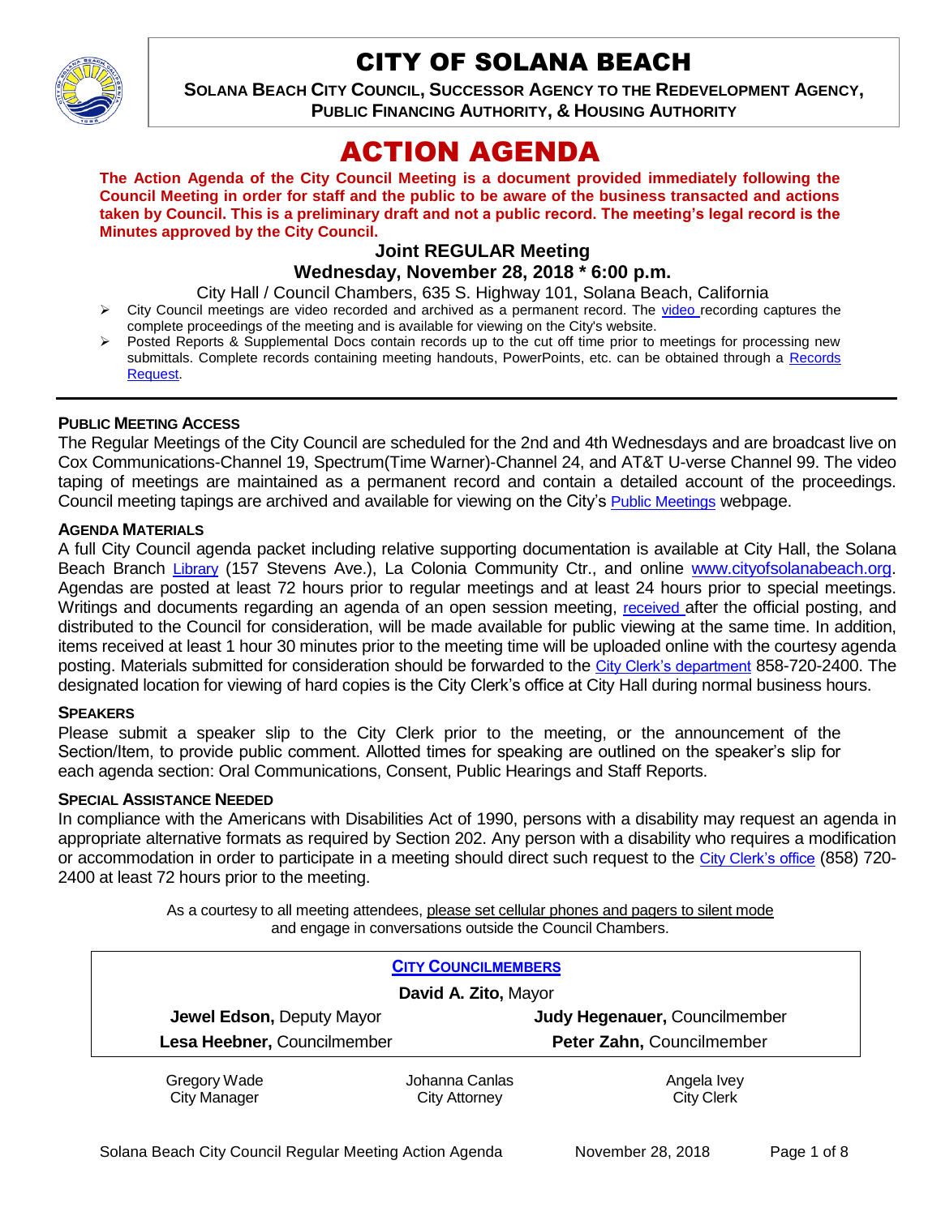# CITY OF SOLANA BEACH

**SOLANA BEACH CITY COUNCIL, SUCCESSOR AGENCY TO THE REDEVELOPMENT AGENCY, PUBLIC FINANCING AUTHORITY, & HOUSING AUTHORITY**

# ACTION AGENDA

**The Action Agenda of the City Council Meeting is a document provided immediately following the Council Meeting in order for staff and the public to be aware of the business transacted and actions taken by Council. This is a preliminary draft and not a public record. The meeting's legal record is the Minutes approved by the City Council.**

### Joint REGULAR Meeting
### Wednesday, November 28, 2018 * 6:00 p.m.

City Hall / Council Chambers, 635 S. Highway 101, Solana Beach, California

- City Council meetings are video recorded and archived as a permanent record. The video recording captures the complete proceedings of the meeting and is available for viewing on the City's website.
- Posted Reports & Supplemental Docs contain records up to the cut off time prior to meetings for processing new submittals. Complete records containing meeting handouts, PowerPoints, etc. can be obtained through a Records Request.

#### PUBLIC MEETING ACCESS

The Regular Meetings of the City Council are scheduled for the 2nd and 4th Wednesdays and are broadcast live on Cox Communications-Channel 19, Spectrum(Time Warner)-Channel 24, and AT&T U-verse Channel 99. The video taping of meetings are maintained as a permanent record and contain a detailed account of the proceedings. Council meeting tapings are archived and available for viewing on the City's Public Meetings webpage.

#### AGENDA MATERIALS

A full City Council agenda packet including relative supporting documentation is available at City Hall, the Solana Beach Branch Library (157 Stevens Ave.), La Colonia Community Ctr., and online www.cityofsolanabeach.org. Agendas are posted at least 72 hours prior to regular meetings and at least 24 hours prior to special meetings. Writings and documents regarding an agenda of an open session meeting, received after the official posting, and distributed to the Council for consideration, will be made available for public viewing at the same time. In addition, items received at least 1 hour 30 minutes prior to the meeting time will be uploaded online with the courtesy agenda posting. Materials submitted for consideration should be forwarded to the City Clerk's department 858-720-2400. The designated location for viewing of hard copies is the City Clerk's office at City Hall during normal business hours.

#### SPEAKERS

Please submit a speaker slip to the City Clerk prior to the meeting, or the announcement of the Section/Item, to provide public comment. Allotted times for speaking are outlined on the speaker's slip for each agenda section: Oral Communications, Consent, Public Hearings and Staff Reports.

#### SPECIAL ASSISTANCE NEEDED

In compliance with the Americans with Disabilities Act of 1990, persons with a disability may request an agenda in appropriate alternative formats as required by Section 202. Any person with a disability who requires a modification or accommodation in order to participate in a meeting should direct such request to the City Clerk's office (858) 720-2400 at least 72 hours prior to the meeting.

As a courtesy to all meeting attendees, please set cellular phones and pagers to silent mode and engage in conversations outside the Council Chambers.

**CITY COUNCILMEMBERS**

**David A. Zito,** Mayor

**Jewel Edson,** Deputy Mayor — **Judy Hegenauer,** Councilmember

**Lesa Heebner,** Councilmember — **Peter Zahn,** Councilmember

| Gregory Wade | Johanna Canlas | Angela Ivey |
|---|---|---|
| City Manager | City Attorney | City Clerk |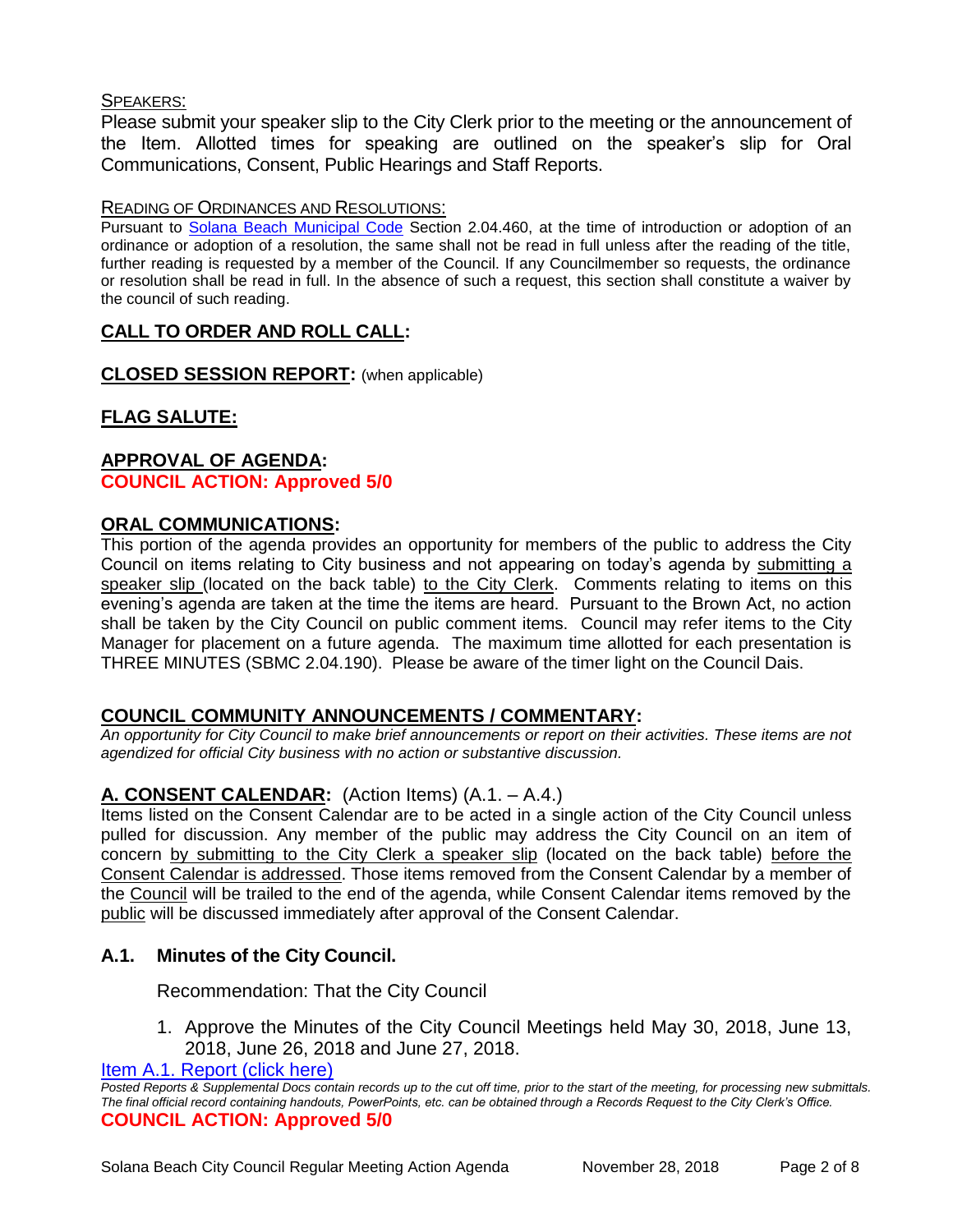SPEAKERS:

Please submit your speaker slip to the City Clerk prior to the meeting or the announcement of the Item. Allotted times for speaking are outlined on the speaker's slip for Oral Communications, Consent, Public Hearings and Staff Reports.

READING OF ORDINANCES AND RESOLUTIONS:

Pursuant to Solana Beach Municipal Code Section 2.04.460, at the time of introduction or adoption of an ordinance or adoption of a resolution, the same shall not be read in full unless after the reading of the title, further reading is requested by a member of the Council. If any Councilmember so requests, the ordinance or resolution shall be read in full. In the absence of such a request, this section shall constitute a waiver by the council of such reading.

## CALL TO ORDER AND ROLL CALL:

## CLOSED SESSION REPORT: (when applicable)

## FLAG SALUTE:

## APPROVAL OF AGENDA:

**COUNCIL ACTION: Approved 5/0**

## ORAL COMMUNICATIONS:

This portion of the agenda provides an opportunity for members of the public to address the City Council on items relating to City business and not appearing on today's agenda by submitting a speaker slip (located on the back table) to the City Clerk. Comments relating to items on this evening's agenda are taken at the time the items are heard. Pursuant to the Brown Act, no action shall be taken by the City Council on public comment items. Council may refer items to the City Manager for placement on a future agenda. The maximum time allotted for each presentation is THREE MINUTES (SBMC 2.04.190). Please be aware of the timer light on the Council Dais.

## COUNCIL COMMUNITY ANNOUNCEMENTS / COMMENTARY:

*An opportunity for City Council to make brief announcements or report on their activities. These items are not agendized for official City business with no action or substantive discussion.*

## A. CONSENT CALENDAR: (Action Items) (A.1. – A.4.)

Items listed on the Consent Calendar are to be acted in a single action of the City Council unless pulled for discussion. Any member of the public may address the City Council on an item of concern by submitting to the City Clerk a speaker slip (located on the back table) before the Consent Calendar is addressed. Those items removed from the Consent Calendar by a member of the Council will be trailed to the end of the agenda, while Consent Calendar items removed by the public will be discussed immediately after approval of the Consent Calendar.

### A.1. Minutes of the City Council.

Recommendation: That the City Council

1. Approve the Minutes of the City Council Meetings held May 30, 2018, June 13, 2018, June 26, 2018 and June 27, 2018.

Item A.1. Report (click here)

*Posted Reports & Supplemental Docs contain records up to the cut off time, prior to the start of the meeting, for processing new submittals. The final official record containing handouts, PowerPoints, etc. can be obtained through a Records Request to the City Clerk's Office.*

**COUNCIL ACTION: Approved 5/0**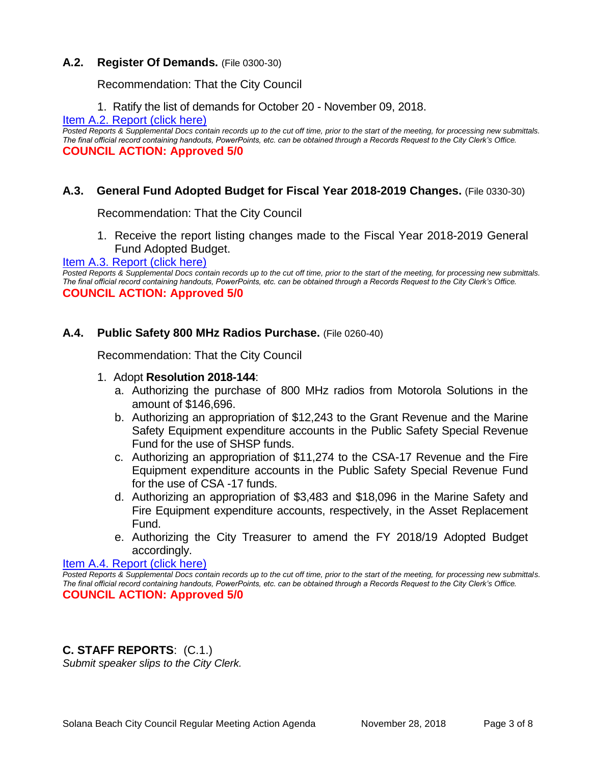### A.2. Register Of Demands. (File 0300-30)

Recommendation: That the City Council

1. Ratify the list of demands for October 20 - November 09, 2018.

[Item A.2. Report (click here)]

*Posted Reports & Supplemental Docs contain records up to the cut off time, prior to the start of the meeting, for processing new submittals. The final official record containing handouts, PowerPoints, etc. can be obtained through a Records Request to the City Clerk's Office.*

**COUNCIL ACTION: Approved 5/0**

### A.3. General Fund Adopted Budget for Fiscal Year 2018-2019 Changes. (File 0330-30)

Recommendation: That the City Council

1. Receive the report listing changes made to the Fiscal Year 2018-2019 General Fund Adopted Budget.

[Item A.3. Report (click here)]

*Posted Reports & Supplemental Docs contain records up to the cut off time, prior to the start of the meeting, for processing new submittals. The final official record containing handouts, PowerPoints, etc. can be obtained through a Records Request to the City Clerk's Office.*

**COUNCIL ACTION: Approved 5/0**

### A.4. Public Safety 800 MHz Radios Purchase. (File 0260-40)

Recommendation: That the City Council

1. Adopt **Resolution 2018-144**:
   a. Authorizing the purchase of 800 MHz radios from Motorola Solutions in the amount of $146,696.
   b. Authorizing an appropriation of $12,243 to the Grant Revenue and the Marine Safety Equipment expenditure accounts in the Public Safety Special Revenue Fund for the use of SHSP funds.
   c. Authorizing an appropriation of $11,274 to the CSA-17 Revenue and the Fire Equipment expenditure accounts in the Public Safety Special Revenue Fund for the use of CSA -17 funds.
   d. Authorizing an appropriation of $3,483 and $18,096 in the Marine Safety and Fire Equipment expenditure accounts, respectively, in the Asset Replacement Fund.
   e. Authorizing the City Treasurer to amend the FY 2018/19 Adopted Budget accordingly.

[Item A.4. Report (click here)]

*Posted Reports & Supplemental Docs contain records up to the cut off time, prior to the start of the meeting, for processing new submittals. The final official record containing handouts, PowerPoints, etc. can be obtained through a Records Request to the City Clerk's Office.*

**COUNCIL ACTION: Approved 5/0**

## C. STAFF REPORTS: (C.1.)

*Submit speaker slips to the City Clerk.*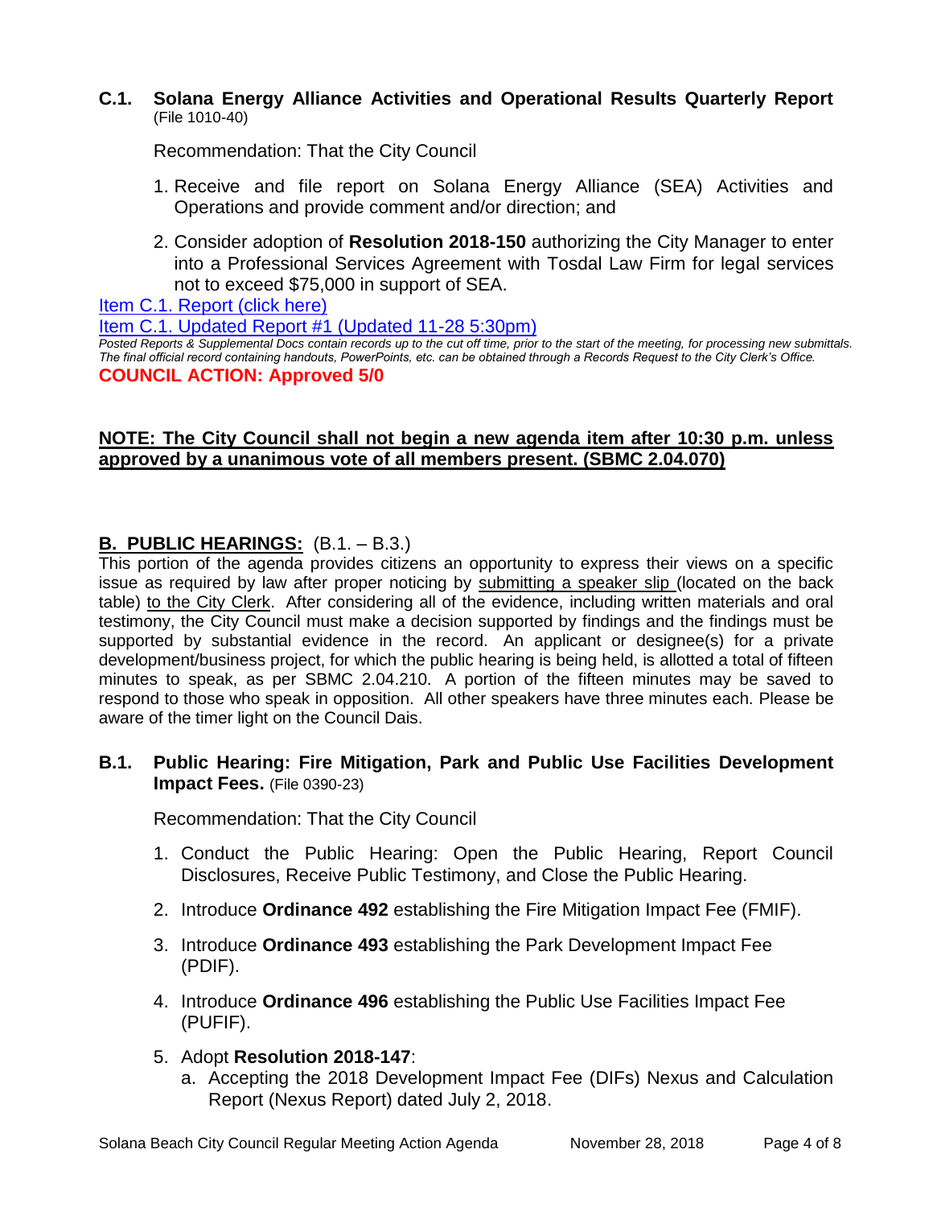### C.1. Solana Energy Alliance Activities and Operational Results Quarterly Report (File 1010-40)

Recommendation: That the City Council

1. Receive and file report on Solana Energy Alliance (SEA) Activities and Operations and provide comment and/or direction; and
2. Consider adoption of **Resolution 2018-150** authorizing the City Manager to enter into a Professional Services Agreement with Tosdal Law Firm for legal services not to exceed $75,000 in support of SEA.

Item C.1. Report (click here)

Item C.1. Updated Report #1 (Updated 11-28 5:30pm)

*Posted Reports & Supplemental Docs contain records up to the cut off time, prior to the start of the meeting, for processing new submittals. The final official record containing handouts, PowerPoints, etc. can be obtained through a Records Request to the City Clerk's Office.*

**COUNCIL ACTION: Approved 5/0**

**NOTE: The City Council shall not begin a new agenda item after 10:30 p.m. unless approved by a unanimous vote of all members present. (SBMC 2.04.070)**

## B. PUBLIC HEARINGS: (B.1. – B.3.)

This portion of the agenda provides citizens an opportunity to express their views on a specific issue as required by law after proper noticing by submitting a speaker slip (located on the back table) to the City Clerk. After considering all of the evidence, including written materials and oral testimony, the City Council must make a decision supported by findings and the findings must be supported by substantial evidence in the record. An applicant or designee(s) for a private development/business project, for which the public hearing is being held, is allotted a total of fifteen minutes to speak, as per SBMC 2.04.210. A portion of the fifteen minutes may be saved to respond to those who speak in opposition. All other speakers have three minutes each. Please be aware of the timer light on the Council Dais.

### B.1. Public Hearing: Fire Mitigation, Park and Public Use Facilities Development Impact Fees. (File 0390-23)

Recommendation: That the City Council

1. Conduct the Public Hearing: Open the Public Hearing, Report Council Disclosures, Receive Public Testimony, and Close the Public Hearing.
2. Introduce **Ordinance 492** establishing the Fire Mitigation Impact Fee (FMIF).
3. Introduce **Ordinance 493** establishing the Park Development Impact Fee (PDIF).
4. Introduce **Ordinance 496** establishing the Public Use Facilities Impact Fee (PUFIF).
5. Adopt **Resolution 2018-147**:
   a. Accepting the 2018 Development Impact Fee (DIFs) Nexus and Calculation Report (Nexus Report) dated July 2, 2018.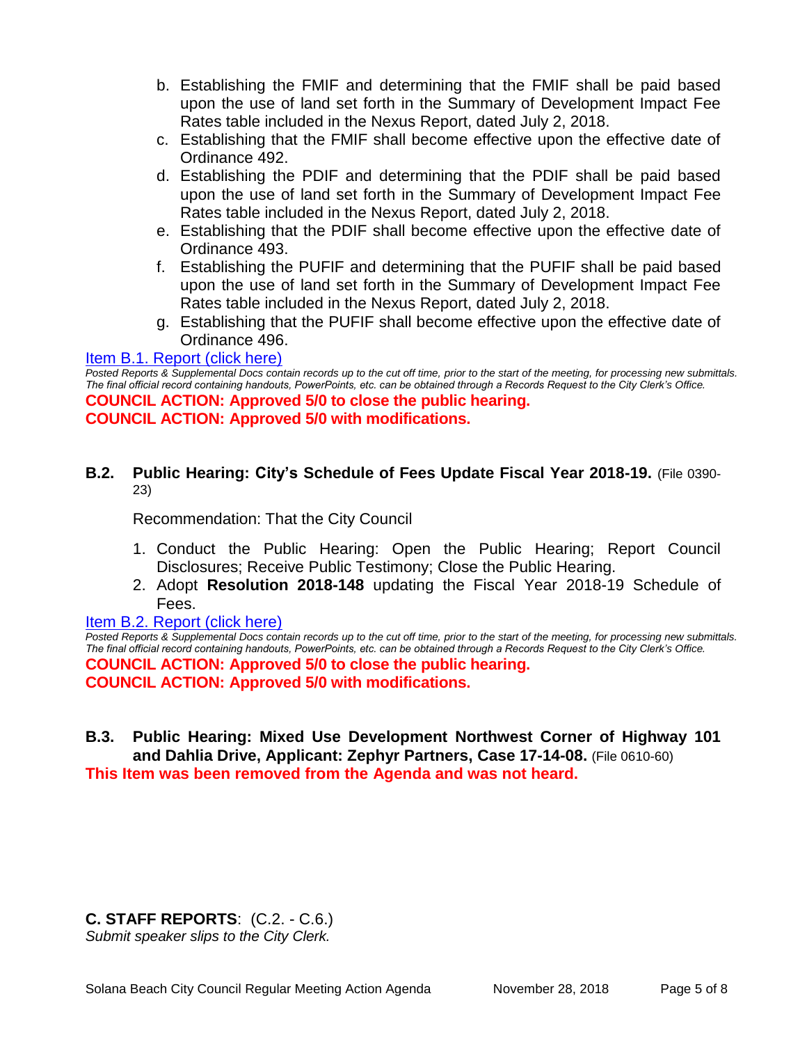b. Establishing the FMIF and determining that the FMIF shall be paid based upon the use of land set forth in the Summary of Development Impact Fee Rates table included in the Nexus Report, dated July 2, 2018.
c. Establishing that the FMIF shall become effective upon the effective date of Ordinance 492.
d. Establishing the PDIF and determining that the PDIF shall be paid based upon the use of land set forth in the Summary of Development Impact Fee Rates table included in the Nexus Report, dated July 2, 2018.
e. Establishing that the PDIF shall become effective upon the effective date of Ordinance 493.
f. Establishing the PUFIF and determining that the PUFIF shall be paid based upon the use of land set forth in the Summary of Development Impact Fee Rates table included in the Nexus Report, dated July 2, 2018.
g. Establishing that the PUFIF shall become effective upon the effective date of Ordinance 496.

Item B.1. Report (click here)

*Posted Reports & Supplemental Docs contain records up to the cut off time, prior to the start of the meeting, for processing new submittals. The final official record containing handouts, PowerPoints, etc. can be obtained through a Records Request to the City Clerk's Office.*

**COUNCIL ACTION: Approved 5/0 to close the public hearing.**
**COUNCIL ACTION: Approved 5/0 with modifications.**

**B.2. Public Hearing: City's Schedule of Fees Update Fiscal Year 2018-19.** (File 0390-23)

Recommendation: That the City Council

1. Conduct the Public Hearing: Open the Public Hearing; Report Council Disclosures; Receive Public Testimony; Close the Public Hearing.
2. Adopt **Resolution 2018-148** updating the Fiscal Year 2018-19 Schedule of Fees.

Item B.2. Report (click here)

*Posted Reports & Supplemental Docs contain records up to the cut off time, prior to the start of the meeting, for processing new submittals. The final official record containing handouts, PowerPoints, etc. can be obtained through a Records Request to the City Clerk's Office.*

**COUNCIL ACTION: Approved 5/0 to close the public hearing.**
**COUNCIL ACTION: Approved 5/0 with modifications.**

**B.3. Public Hearing: Mixed Use Development Northwest Corner of Highway 101 and Dahlia Drive, Applicant: Zephyr Partners, Case 17-14-08.** (File 0610-60)

**This Item was been removed from the Agenda and was not heard.**

## C. STAFF REPORTS: (C.2. - C.6.)

*Submit speaker slips to the City Clerk.*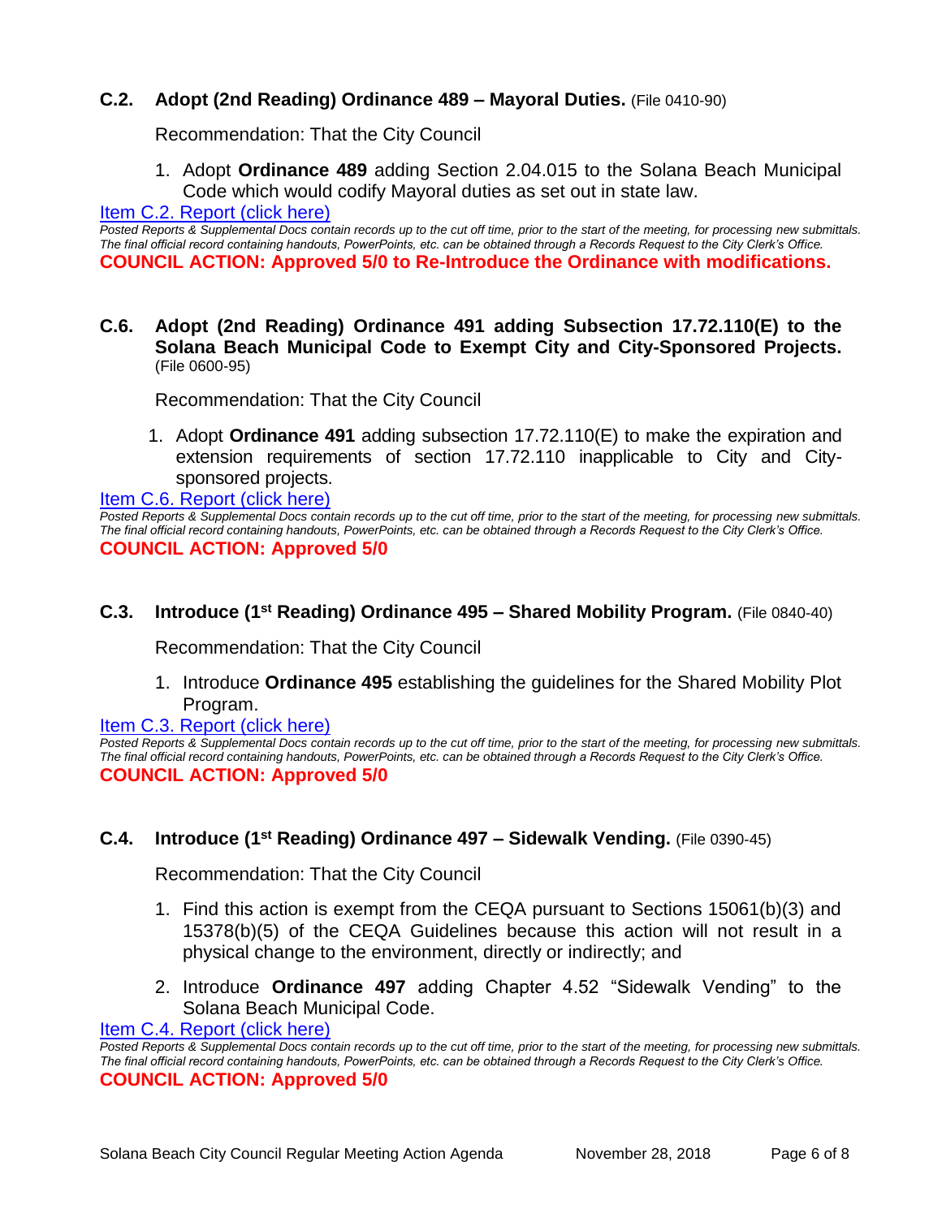### **C.2. Adopt (2nd Reading) Ordinance 489 – Mayoral Duties.** (File 0410-90)

Recommendation: That the City Council

1. Adopt **Ordinance 489** adding Section 2.04.015 to the Solana Beach Municipal Code which would codify Mayoral duties as set out in state law.

[Item C.2. Report (click here)]

*Posted Reports & Supplemental Docs contain records up to the cut off time, prior to the start of the meeting, for processing new submittals. The final official record containing handouts, PowerPoints, etc. can be obtained through a Records Request to the City Clerk's Office.*

**COUNCIL ACTION: Approved 5/0 to Re-Introduce the Ordinance with modifications.**

### **C.6. Adopt (2nd Reading) Ordinance 491 adding Subsection 17.72.110(E) to the Solana Beach Municipal Code to Exempt City and City-Sponsored Projects.** (File 0600-95)

Recommendation: That the City Council

1. Adopt **Ordinance 491** adding subsection 17.72.110(E) to make the expiration and extension requirements of section 17.72.110 inapplicable to City and City-sponsored projects.

[Item C.6. Report (click here)]

*Posted Reports & Supplemental Docs contain records up to the cut off time, prior to the start of the meeting, for processing new submittals. The final official record containing handouts, PowerPoints, etc. can be obtained through a Records Request to the City Clerk's Office.*

**COUNCIL ACTION: Approved 5/0**

### **C.3. Introduce (1st Reading) Ordinance 495 – Shared Mobility Program.** (File 0840-40)

Recommendation: That the City Council

1. Introduce **Ordinance 495** establishing the guidelines for the Shared Mobility Plot Program.

[Item C.3. Report (click here)]

*Posted Reports & Supplemental Docs contain records up to the cut off time, prior to the start of the meeting, for processing new submittals. The final official record containing handouts, PowerPoints, etc. can be obtained through a Records Request to the City Clerk's Office.*

**COUNCIL ACTION: Approved 5/0**

### **C.4. Introduce (1st Reading) Ordinance 497 – Sidewalk Vending.** (File 0390-45)

Recommendation: That the City Council

1. Find this action is exempt from the CEQA pursuant to Sections 15061(b)(3) and 15378(b)(5) of the CEQA Guidelines because this action will not result in a physical change to the environment, directly or indirectly; and
2. Introduce **Ordinance 497** adding Chapter 4.52 "Sidewalk Vending" to the Solana Beach Municipal Code.

[Item C.4. Report (click here)]

*Posted Reports & Supplemental Docs contain records up to the cut off time, prior to the start of the meeting, for processing new submittals. The final official record containing handouts, PowerPoints, etc. can be obtained through a Records Request to the City Clerk's Office.*

**COUNCIL ACTION: Approved 5/0**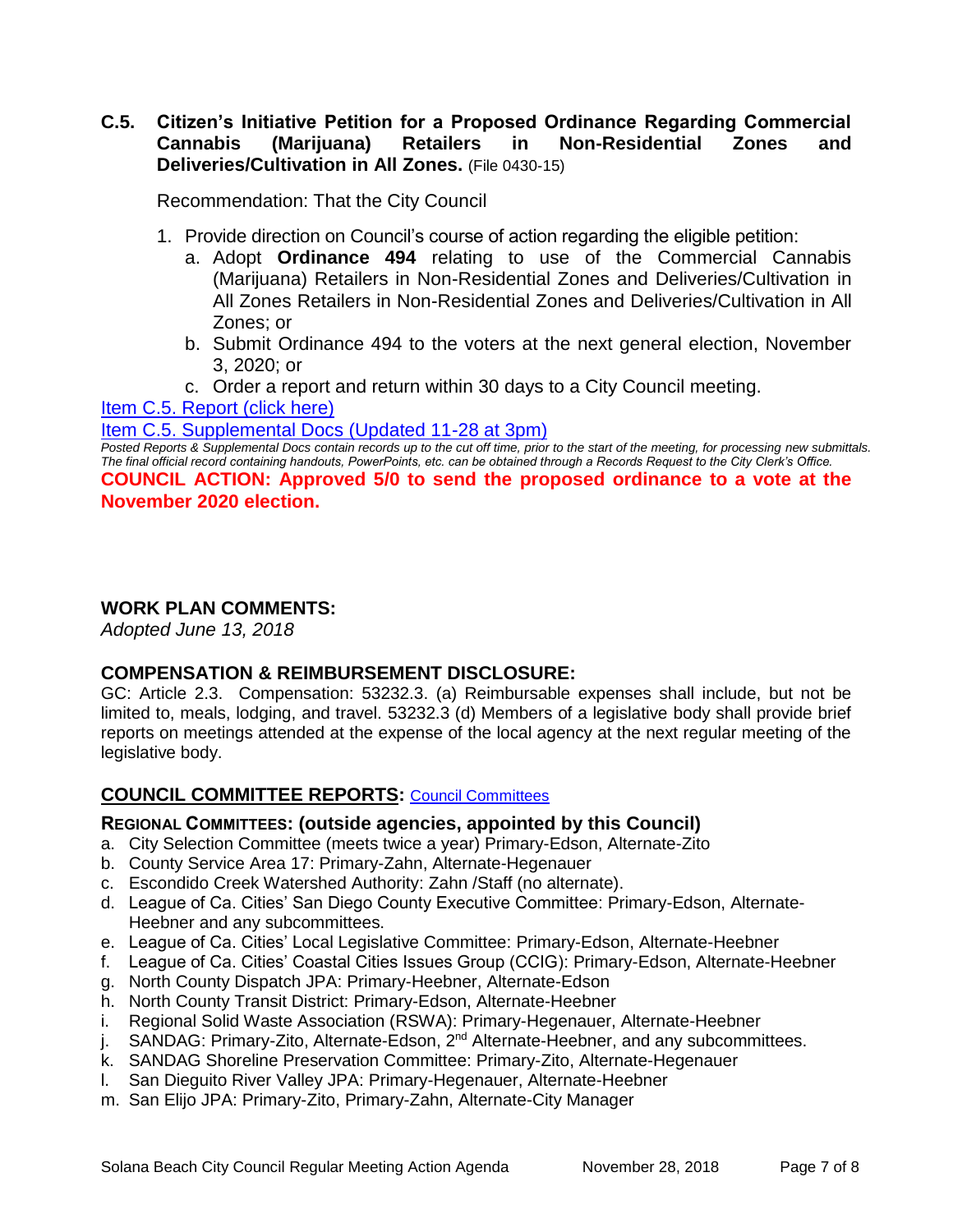**C.5. Citizen's Initiative Petition for a Proposed Ordinance Regarding Commercial Cannabis (Marijuana) Retailers in Non-Residential Zones and Deliveries/Cultivation in All Zones.** (File 0430-15)

Recommendation: That the City Council

1. Provide direction on Council's course of action regarding the eligible petition:
   a. Adopt **Ordinance 494** relating to use of the Commercial Cannabis (Marijuana) Retailers in Non-Residential Zones and Deliveries/Cultivation in All Zones Retailers in Non-Residential Zones and Deliveries/Cultivation in All Zones; or
   b. Submit Ordinance 494 to the voters at the next general election, November 3, 2020; or
   c. Order a report and return within 30 days to a City Council meeting.

Item C.5. Report (click here)

Item C.5. Supplemental Docs (Updated 11-28 at 3pm)

*Posted Reports & Supplemental Docs contain records up to the cut off time, prior to the start of the meeting, for processing new submittals. The final official record containing handouts, PowerPoints, etc. can be obtained through a Records Request to the City Clerk's Office.*

**COUNCIL ACTION: Approved 5/0 to send the proposed ordinance to a vote at the November 2020 election.**

## WORK PLAN COMMENTS:

*Adopted June 13, 2018*

## COMPENSATION & REIMBURSEMENT DISCLOSURE:

GC: Article 2.3. Compensation: 53232.3. (a) Reimbursable expenses shall include, but not be limited to, meals, lodging, and travel. 53232.3 (d) Members of a legislative body shall provide brief reports on meetings attended at the expense of the local agency at the next regular meeting of the legislative body.

## COUNCIL COMMITTEE REPORTS: Council Committees

### REGIONAL COMMITTEES: (outside agencies, appointed by this Council)

a. City Selection Committee (meets twice a year) Primary-Edson, Alternate-Zito
b. County Service Area 17: Primary-Zahn, Alternate-Hegenauer
c. Escondido Creek Watershed Authority: Zahn /Staff (no alternate).
d. League of Ca. Cities' San Diego County Executive Committee: Primary-Edson, Alternate-Heebner and any subcommittees.
e. League of Ca. Cities' Local Legislative Committee: Primary-Edson, Alternate-Heebner
f. League of Ca. Cities' Coastal Cities Issues Group (CCIG): Primary-Edson, Alternate-Heebner
g. North County Dispatch JPA: Primary-Heebner, Alternate-Edson
h. North County Transit District: Primary-Edson, Alternate-Heebner
i. Regional Solid Waste Association (RSWA): Primary-Hegenauer, Alternate-Heebner
j. SANDAG: Primary-Zito, Alternate-Edson, 2nd Alternate-Heebner, and any subcommittees.
k. SANDAG Shoreline Preservation Committee: Primary-Zito, Alternate-Hegenauer
l. San Dieguito River Valley JPA: Primary-Hegenauer, Alternate-Heebner
m. San Elijo JPA: Primary-Zito, Primary-Zahn, Alternate-City Manager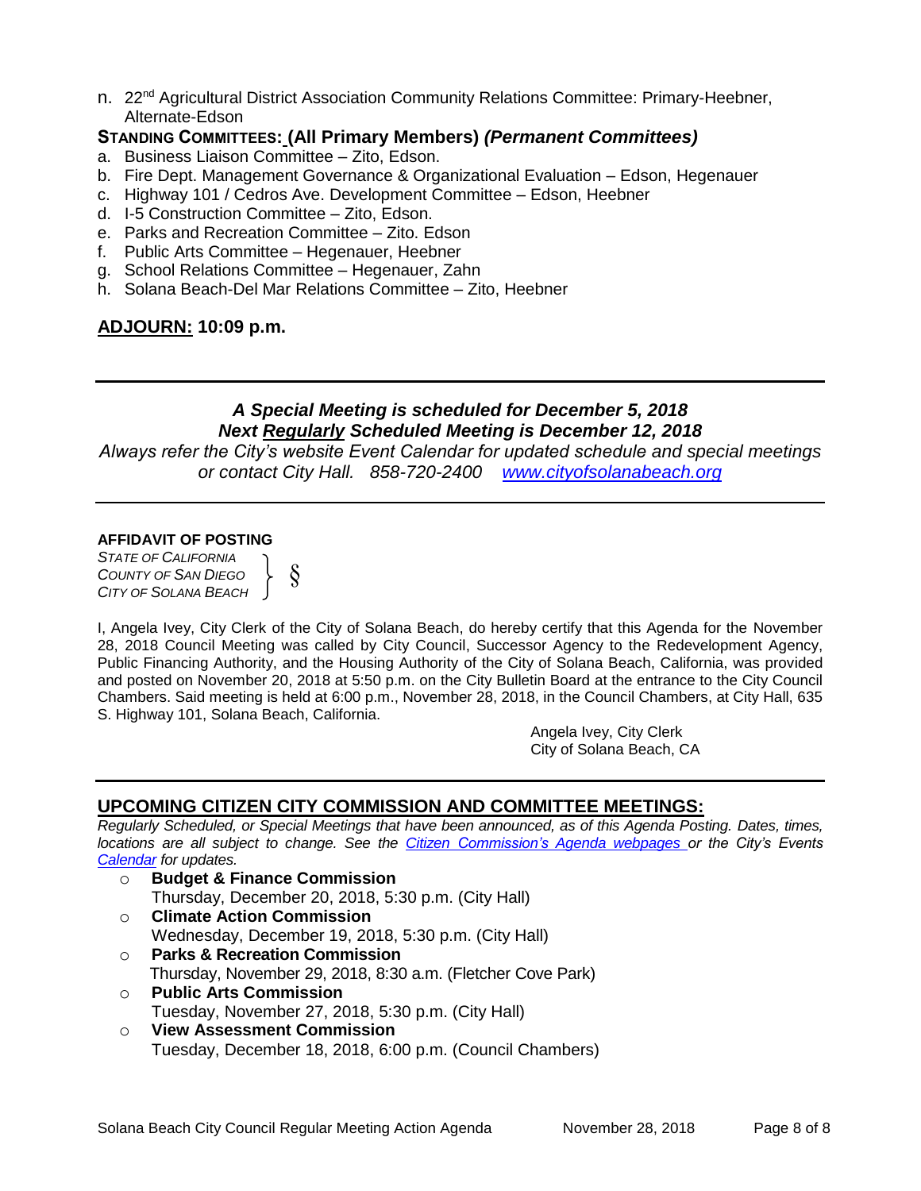n. 22nd Agricultural District Association Community Relations Committee: Primary-Heebner, Alternate-Edson

**STANDING COMMITTEES: (All Primary Members)** ***(Permanent Committees)***

a. Business Liaison Committee – Zito, Edson.
b. Fire Dept. Management Governance & Organizational Evaluation – Edson, Hegenauer
c. Highway 101 / Cedros Ave. Development Committee – Edson, Heebner
d. I-5 Construction Committee – Zito, Edson.
e. Parks and Recreation Committee – Zito. Edson
f. Public Arts Committee – Hegenauer, Heebner
g. School Relations Committee – Hegenauer, Zahn
h. Solana Beach-Del Mar Relations Committee – Zito, Heebner

## ADJOURN: 10:09 p.m.

---

***A Special Meeting is scheduled for December 5, 2018***
***Next Regularly Scheduled Meeting is December 12, 2018***

*Always refer the City's website Event Calendar for updated schedule and special meetings or contact City Hall. 858-720-2400 www.cityofsolanabeach.org*

---

**AFFIDAVIT OF POSTING**

*STATE OF CALIFORNIA*
*COUNTY OF SAN DIEGO* §
*CITY OF SOLANA BEACH*

I, Angela Ivey, City Clerk of the City of Solana Beach, do hereby certify that this Agenda for the November 28, 2018 Council Meeting was called by City Council, Successor Agency to the Redevelopment Agency, Public Financing Authority, and the Housing Authority of the City of Solana Beach, California, was provided and posted on November 20, 2018 at 5:50 p.m. on the City Bulletin Board at the entrance to the City Council Chambers. Said meeting is held at 6:00 p.m., November 28, 2018, in the Council Chambers, at City Hall, 635 S. Highway 101, Solana Beach, California.

Angela Ivey, City Clerk
City of Solana Beach, CA

---

## UPCOMING CITIZEN CITY COMMISSION AND COMMITTEE MEETINGS:

*Regularly Scheduled, or Special Meetings that have been announced, as of this Agenda Posting. Dates, times, locations are all subject to change. See the Citizen Commission's Agenda webpages or the City's Events Calendar for updates.*

- **Budget & Finance Commission**
  Thursday, December 20, 2018, 5:30 p.m. (City Hall)
- **Climate Action Commission**
  Wednesday, December 19, 2018, 5:30 p.m. (City Hall)
- **Parks & Recreation Commission**
  Thursday, November 29, 2018, 8:30 a.m. (Fletcher Cove Park)
- **Public Arts Commission**
  Tuesday, November 27, 2018, 5:30 p.m. (City Hall)
- **View Assessment Commission**
  Tuesday, December 18, 2018, 6:00 p.m. (Council Chambers)